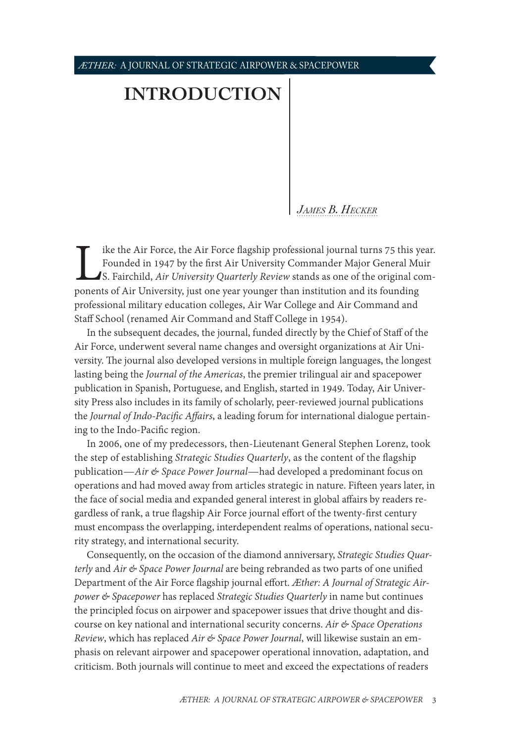# INTRODUCTION

*James B. Hecker*

Like the Air Force, the Air Force flagship professional journal turns 75 this year. Founded in 1947 by the first Air University Commander Major General Muir S. Fairchild, *Air University Quarterly Review* stands as one of the original components of Air University, just one year younger than institution and its founding professional military education colleges, Air War College and Air Command and Staff School (renamed Air Command and Staff College in 1954).

In the subsequent decades, the journal, funded directly by the Chief of Staff of the Air Force, underwent several name changes and oversight organizations at Air University. The journal also developed versions in multiple foreign languages, the longest lasting being the *Journal of the Americas*, the premier trilingual air and spacepower publication in Spanish, Portuguese, and English, started in 1949. Today, Air University Press also includes in its family of scholarly, peer-reviewed journal publications the *Journal of Indo-Pacific Affairs*, a leading forum for international dialogue pertaining to the Indo-Pacific region.

In 2006, one of my predecessors, then-Lieutenant General Stephen Lorenz, took the step of establishing *Strategic Studies Quarterly*, as the content of the flagship publication—*Air & Space Power Journal*—had developed a predominant focus on operations and had moved away from articles strategic in nature. Fifteen years later, in the face of social media and expanded general interest in global affairs by readers regardless of rank, a true flagship Air Force journal effort of the twenty-first century must encompass the overlapping, interdependent realms of operations, national security strategy, and international security.

Consequently, on the occasion of the diamond anniversary, *Strategic Studies Quarterly* and *Air & Space Power Journal* are being rebranded as two parts of one unified Department of the Air Force flagship journal effort. *Æther: A Journal of Strategic Airpower & Spacepower* has replaced *Strategic Studies Quarterly* in name but continues the principled focus on airpower and spacepower issues that drive thought and discourse on key national and international security concerns. *Air & Space Operations Review*, which has replaced *Air & Space Power Journal*, will likewise sustain an emphasis on relevant airpower and spacepower operational innovation, adaptation, and criticism. Both journals will continue to meet and exceed the expectations of readers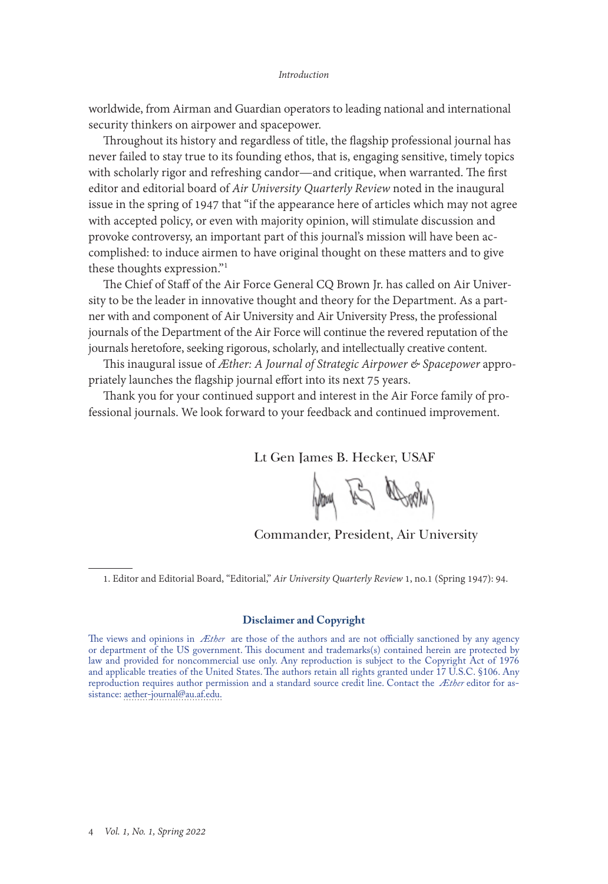worldwide, from Airman and Guardian operators to leading national and international security thinkers on airpower and spacepower.

Throughout its history and regardless of title, the flagship professional journal has never failed to stay true to its founding ethos, that is, engaging sensitive, timely topics with scholarly rigor and refreshing candor—and critique, when warranted. The first editor and editorial board of *Air University Quarterly Review* noted in the inaugural issue in the spring of 1947 that "if the appearance here of articles which may not agree with accepted policy, or even with majority opinion, will stimulate discussion and provoke controversy, an important part of this journal's mission will have been accomplished: to induce airmen to have original thought on these matters and to give these thoughts expression."[1]

The Chief of Staff of the Air Force General CQ Brown Jr. has called on Air University to be the leader in innovative thought and theory for the Department. As a partner with and component of Air University and Air University Press, the professional journals of the Department of the Air Force will continue the revered reputation of the journals heretofore, seeking rigorous, scholarly, and intellectually creative content.

This inaugural issue of *Æther: A Journal of Strategic Airpower & Spacepower* appropriately launches the flagship journal effort into its next 75 years.

Thank you for your continued support and interest in the Air Force family of professional journals. We look forward to your feedback and continued improvement.

Lt Gen James B. Hecker, USAF

Commander, President, Air University

1. Editor and Editorial Board, "Editorial," *Air University Quarterly Review* 1, no.1 (Spring 1947): 94.

**Disclaimer and Copyright**

The views and opinions in *Æther* are those of the authors and are not officially sanctioned by any agency or department of the US government. This document and trademarks(s) contained herein are protected by law and provided for noncommercial use only. Any reproduction is subject to the Copyright Act of 1976 and applicable treaties of the United States. The authors retain all rights granted under 17 U.S.C. §106. Any reproduction requires author permission and a standard source credit line. Contact the *Æther* editor for assistance: aether-journal@au.af.edu.